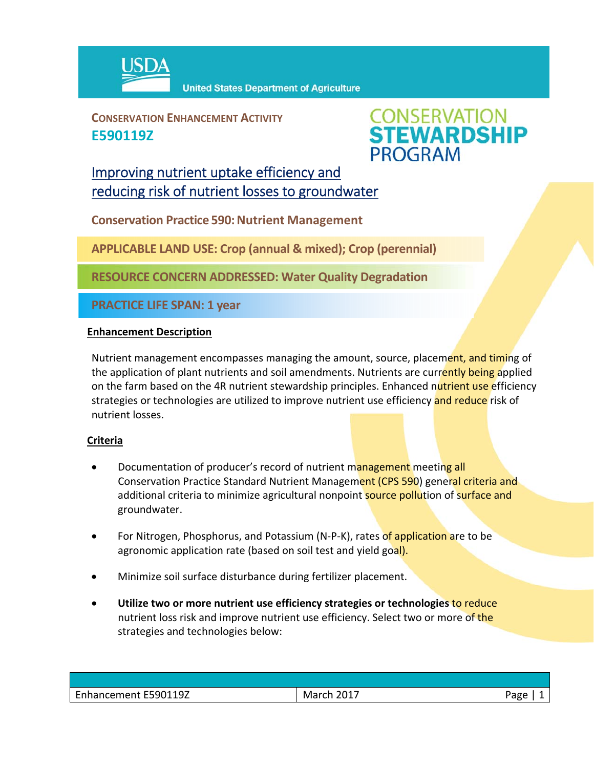USDA United States Department of Agriculture

**CONSERVATION ENHANCEMENT ACTIVITY**
**E590119Z**

CONSERVATION STEWARDSHIP PROGRAM

# Improving nutrient uptake efficiency and reducing risk of nutrient losses to groundwater

**Conservation Practice 590: Nutrient Management**

**APPLICABLE LAND USE: Crop (annual & mixed); Crop (perennial)**

**RESOURCE CONCERN ADDRESSED: Water Quality Degradation**

**PRACTICE LIFE SPAN: 1 year**

## Enhancement Description

Nutrient management encompasses managing the amount, source, placement, and timing of the application of plant nutrients and soil amendments. Nutrients are currently being applied on the farm based on the 4R nutrient stewardship principles. Enhanced nutrient use efficiency strategies or technologies are utilized to improve nutrient use efficiency and reduce risk of nutrient losses.

## Criteria

- Documentation of producer's record of nutrient management meeting all Conservation Practice Standard Nutrient Management (CPS 590) general criteria and additional criteria to minimize agricultural nonpoint source pollution of surface and groundwater.
- For Nitrogen, Phosphorus, and Potassium (N-P-K), rates of application are to be agronomic application rate (based on soil test and yield goal).
- Minimize soil surface disturbance during fertilizer placement.
- **Utilize two or more nutrient use efficiency strategies or technologies** to reduce nutrient loss risk and improve nutrient use efficiency. Select two or more of the strategies and technologies below: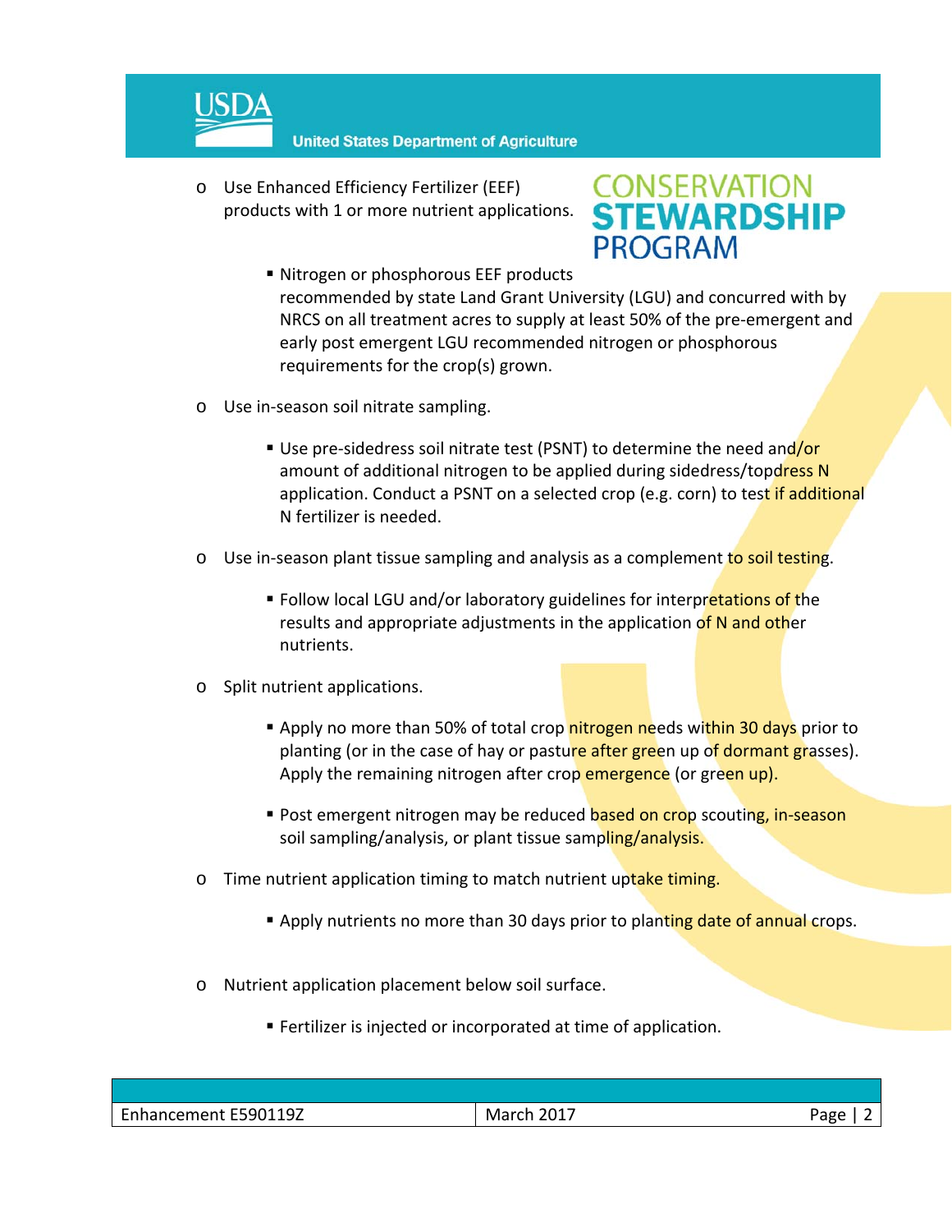- Use Enhanced Efficiency Fertilizer (EEF) products with 1 or more nutrient applications.
  - Nitrogen or phosphorous EEF products recommended by state Land Grant University (LGU) and concurred with by NRCS on all treatment acres to supply at least 50% of the pre-emergent and early post emergent LGU recommended nitrogen or phosphorous requirements for the crop(s) grown.

- Use in-season soil nitrate sampling.
  - Use pre-sidedress soil nitrate test (PSNT) to determine the need and/or amount of additional nitrogen to be applied during sidedress/topdress N application. Conduct a PSNT on a selected crop (e.g. corn) to test if additional N fertilizer is needed.

- Use in-season plant tissue sampling and analysis as a complement to soil testing.
  - Follow local LGU and/or laboratory guidelines for interpretations of the results and appropriate adjustments in the application of N and other nutrients.

- Split nutrient applications.
  - Apply no more than 50% of total crop nitrogen needs within 30 days prior to planting (or in the case of hay or pasture after green up of dormant grasses). Apply the remaining nitrogen after crop emergence (or green up).
  - Post emergent nitrogen may be reduced based on crop scouting, in-season soil sampling/analysis, or plant tissue sampling/analysis.

- Time nutrient application timing to match nutrient uptake timing.
  - Apply nutrients no more than 30 days prior to planting date of annual crops.

- Nutrient application placement below soil surface.
  - Fertilizer is injected or incorporated at time of application.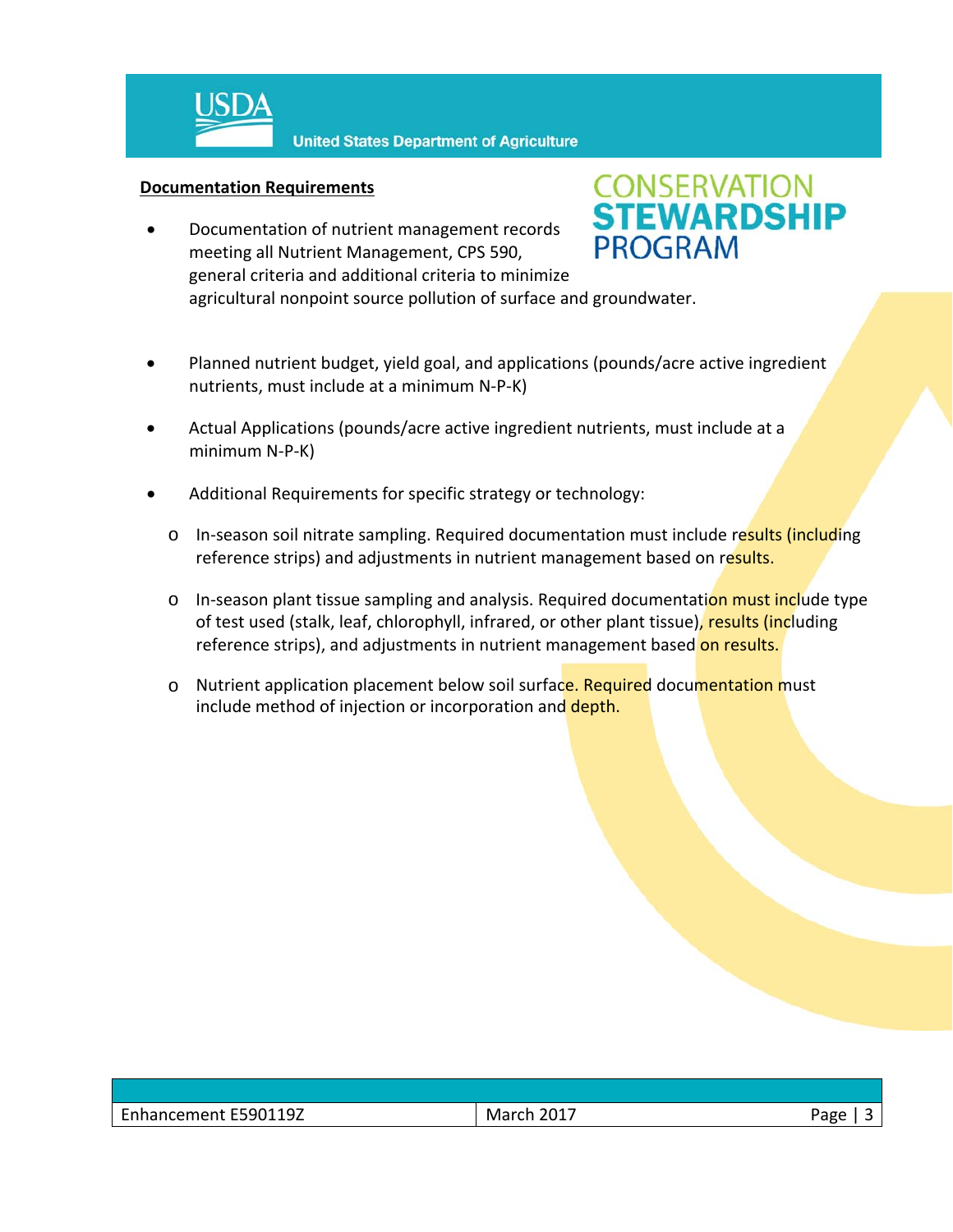**Documentation Requirements**

- Documentation of nutrient management records meeting all Nutrient Management, CPS 590, general criteria and additional criteria to minimize agricultural nonpoint source pollution of surface and groundwater.

- Planned nutrient budget, yield goal, and applications (pounds/acre active ingredient nutrients, must include at a minimum N-P-K)

- Actual Applications (pounds/acre active ingredient nutrients, must include at a minimum N-P-K)

- Additional Requirements for specific strategy or technology:
    - In-season soil nitrate sampling. Required documentation must include results (including reference strips) and adjustments in nutrient management based on results.
    - In-season plant tissue sampling and analysis. Required documentation must include type of test used (stalk, leaf, chlorophyll, infrared, or other plant tissue), results (including reference strips), and adjustments in nutrient management based on results.
    - Nutrient application placement below soil surface. Required documentation must include method of injection or incorporation and depth.